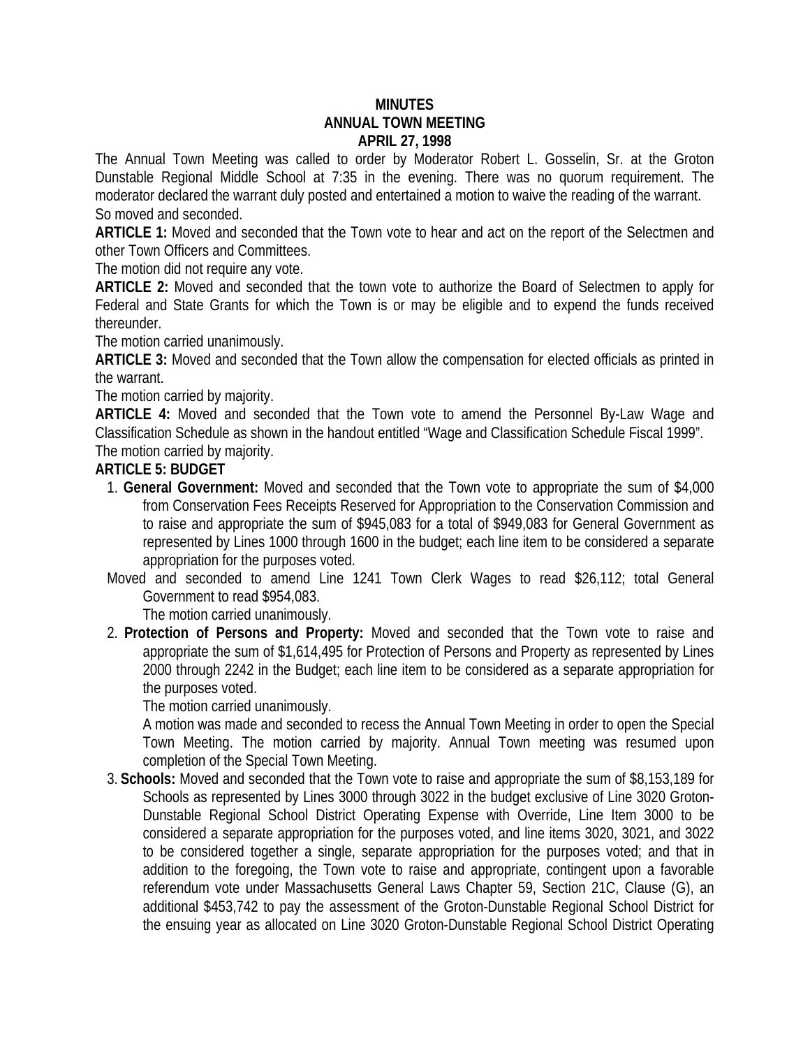# MINUTES
# ANNUAL TOWN MEETING
# APRIL 27, 1998

The Annual Town Meeting was called to order by Moderator Robert L. Gosselin, Sr. at the Groton Dunstable Regional Middle School at 7:35 in the evening. There was no quorum requirement. The moderator declared the warrant duly posted and entertained a motion to waive the reading of the warrant.
So moved and seconded.

**ARTICLE 1:** Moved and seconded that the Town vote to hear and act on the report of the Selectmen and other Town Officers and Committees.
The motion did not require any vote.

**ARTICLE 2:** Moved and seconded that the town vote to authorize the Board of Selectmen to apply for Federal and State Grants for which the Town is or may be eligible and to expend the funds received thereunder.
The motion carried unanimously.

**ARTICLE 3:** Moved and seconded that the Town allow the compensation for elected officials as printed in the warrant.
The motion carried by majority.

**ARTICLE 4:** Moved and seconded that the Town vote to amend the Personnel By-Law Wage and Classification Schedule as shown in the handout entitled "Wage and Classification Schedule Fiscal 1999".
The motion carried by majority.

**ARTICLE 5: BUDGET**

1. **General Government:** Moved and seconded that the Town vote to appropriate the sum of $4,000 from Conservation Fees Receipts Reserved for Appropriation to the Conservation Commission and to raise and appropriate the sum of $945,083 for a total of $949,083 for General Government as represented by Lines 1000 through 1600 in the budget; each line item to be considered a separate appropriation for the purposes voted.

Moved and seconded to amend Line 1241 Town Clerk Wages to read $26,112; total General Government to read $954,083.
The motion carried unanimously.

2. **Protection of Persons and Property:** Moved and seconded that the Town vote to raise and appropriate the sum of $1,614,495 for Protection of Persons and Property as represented by Lines 2000 through 2242 in the Budget; each line item to be considered as a separate appropriation for the purposes voted.
The motion carried unanimously.
A motion was made and seconded to recess the Annual Town Meeting in order to open the Special Town Meeting. The motion carried by majority. Annual Town meeting was resumed upon completion of the Special Town Meeting.

3. **Schools:** Moved and seconded that the Town vote to raise and appropriate the sum of $8,153,189 for Schools as represented by Lines 3000 through 3022 in the budget exclusive of Line 3020 Groton-Dunstable Regional School District Operating Expense with Override, Line Item 3000 to be considered a separate appropriation for the purposes voted, and line items 3020, 3021, and 3022 to be considered together a single, separate appropriation for the purposes voted; and that in addition to the foregoing, the Town vote to raise and appropriate, contingent upon a favorable referendum vote under Massachusetts General Laws Chapter 59, Section 21C, Clause (G), an additional $453,742 to pay the assessment of the Groton-Dunstable Regional School District for the ensuing year as allocated on Line 3020 Groton-Dunstable Regional School District Operating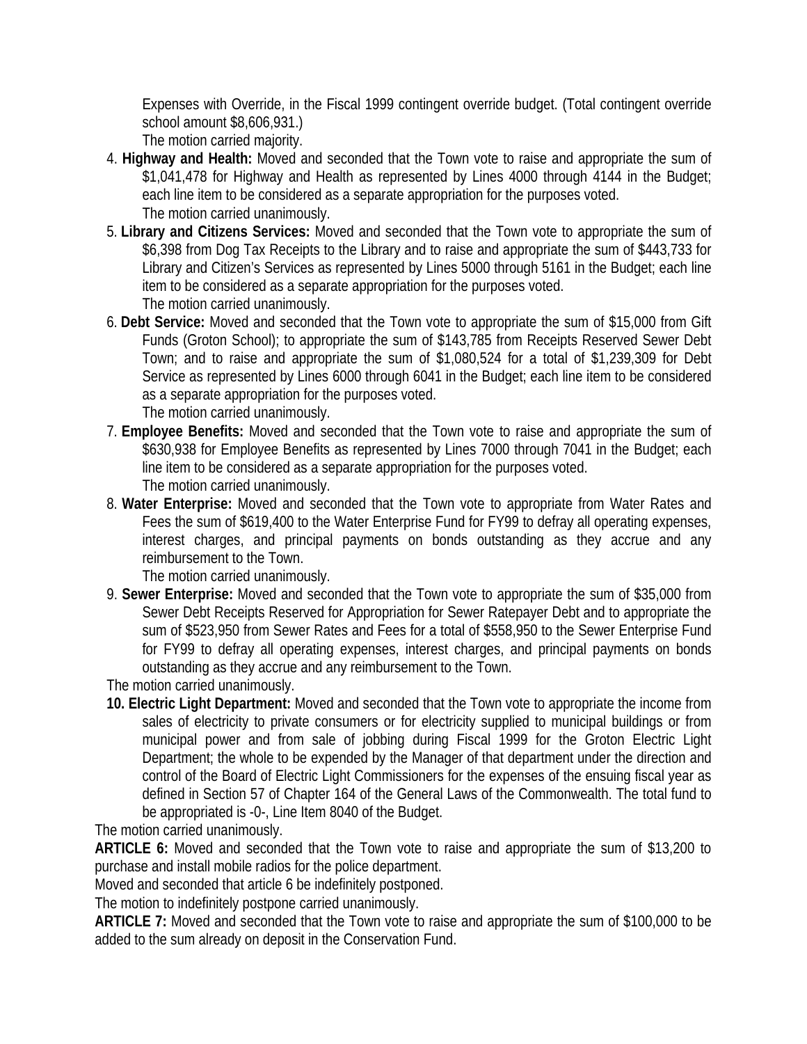Expenses with Override, in the Fiscal 1999 contingent override budget. (Total contingent override school amount $8,606,931.)
The motion carried majority.

4. **Highway and Health:** Moved and seconded that the Town vote to raise and appropriate the sum of $1,041,478 for Highway and Health as represented by Lines 4000 through 4144 in the Budget; each line item to be considered as a separate appropriation for the purposes voted.
The motion carried unanimously.
5. **Library and Citizens Services:** Moved and seconded that the Town vote to appropriate the sum of $6,398 from Dog Tax Receipts to the Library and to raise and appropriate the sum of $443,733 for Library and Citizen's Services as represented by Lines 5000 through 5161 in the Budget; each line item to be considered as a separate appropriation for the purposes voted.
The motion carried unanimously.
6. **Debt Service:** Moved and seconded that the Town vote to appropriate the sum of $15,000 from Gift Funds (Groton School); to appropriate the sum of $143,785 from Receipts Reserved Sewer Debt Town; and to raise and appropriate the sum of $1,080,524 for a total of $1,239,309 for Debt Service as represented by Lines 6000 through 6041 in the Budget; each line item to be considered as a separate appropriation for the purposes voted.
The motion carried unanimously.
7. **Employee Benefits:** Moved and seconded that the Town vote to raise and appropriate the sum of $630,938 for Employee Benefits as represented by Lines 7000 through 7041 in the Budget; each line item to be considered as a separate appropriation for the purposes voted.
The motion carried unanimously.
8. **Water Enterprise:** Moved and seconded that the Town vote to appropriate from Water Rates and Fees the sum of $619,400 to the Water Enterprise Fund for FY99 to defray all operating expenses, interest charges, and principal payments on bonds outstanding as they accrue and any reimbursement to the Town.
The motion carried unanimously.
9. **Sewer Enterprise:** Moved and seconded that the Town vote to appropriate the sum of $35,000 from Sewer Debt Receipts Reserved for Appropriation for Sewer Ratepayer Debt and to appropriate the sum of $523,950 from Sewer Rates and Fees for a total of $558,950 to the Sewer Enterprise Fund for FY99 to defray all operating expenses, interest charges, and principal payments on bonds outstanding as they accrue and any reimbursement to the Town.

The motion carried unanimously.

10. **Electric Light Department:** Moved and seconded that the Town vote to appropriate the income from sales of electricity to private consumers or for electricity supplied to municipal buildings or from municipal power and from sale of jobbing during Fiscal 1999 for the Groton Electric Light Department; the whole to be expended by the Manager of that department under the direction and control of the Board of Electric Light Commissioners for the expenses of the ensuing fiscal year as defined in Section 57 of Chapter 164 of the General Laws of the Commonwealth. The total fund to be appropriated is -0-, Line Item 8040 of the Budget.

The motion carried unanimously.

**ARTICLE 6:** Moved and seconded that the Town vote to raise and appropriate the sum of $13,200 to purchase and install mobile radios for the police department.

Moved and seconded that article 6 be indefinitely postponed.

The motion to indefinitely postpone carried unanimously.

**ARTICLE 7:** Moved and seconded that the Town vote to raise and appropriate the sum of $100,000 to be added to the sum already on deposit in the Conservation Fund.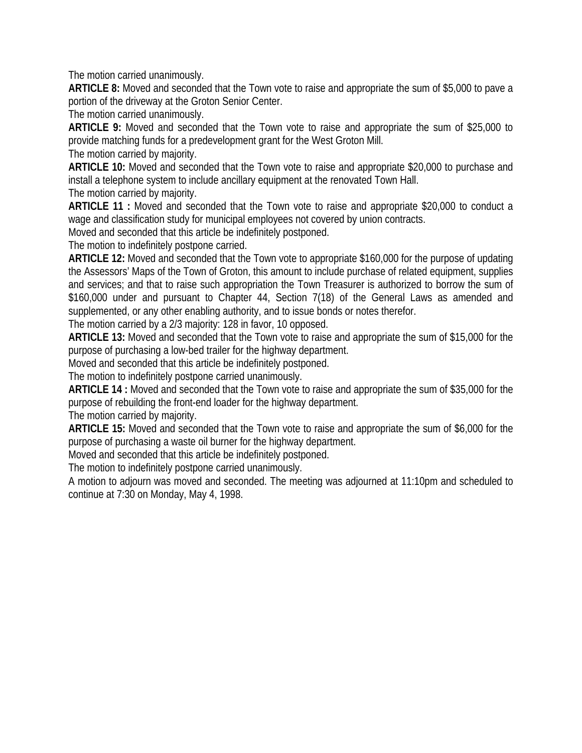The motion carried unanimously.

**ARTICLE 8:** Moved and seconded that the Town vote to raise and appropriate the sum of $5,000 to pave a portion of the driveway at the Groton Senior Center.

The motion carried unanimously.

**ARTICLE 9:** Moved and seconded that the Town vote to raise and appropriate the sum of $25,000 to provide matching funds for a predevelopment grant for the West Groton Mill.

The motion carried by majority.

**ARTICLE 10:** Moved and seconded that the Town vote to raise and appropriate $20,000 to purchase and install a telephone system to include ancillary equipment at the renovated Town Hall.

The motion carried by majority.

**ARTICLE 11 :** Moved and seconded that the Town vote to raise and appropriate $20,000 to conduct a wage and classification study for municipal employees not covered by union contracts.

Moved and seconded that this article be indefinitely postponed.

The motion to indefinitely postpone carried.

**ARTICLE 12:** Moved and seconded that the Town vote to appropriate $160,000 for the purpose of updating the Assessors' Maps of the Town of Groton, this amount to include purchase of related equipment, supplies and services; and that to raise such appropriation the Town Treasurer is authorized to borrow the sum of $160,000 under and pursuant to Chapter 44, Section 7(18) of the General Laws as amended and supplemented, or any other enabling authority, and to issue bonds or notes therefor.

The motion carried by a 2/3 majority: 128 in favor, 10 opposed.

**ARTICLE 13:** Moved and seconded that the Town vote to raise and appropriate the sum of $15,000 for the purpose of purchasing a low-bed trailer for the highway department.

Moved and seconded that this article be indefinitely postponed.

The motion to indefinitely postpone carried unanimously.

**ARTICLE 14 :** Moved and seconded that the Town vote to raise and appropriate the sum of $35,000 for the purpose of rebuilding the front-end loader for the highway department.

The motion carried by majority.

**ARTICLE 15:** Moved and seconded that the Town vote to raise and appropriate the sum of $6,000 for the purpose of purchasing a waste oil burner for the highway department.

Moved and seconded that this article be indefinitely postponed.

The motion to indefinitely postpone carried unanimously.

A motion to adjourn was moved and seconded. The meeting was adjourned at 11:10pm and scheduled to continue at 7:30 on Monday, May 4, 1998.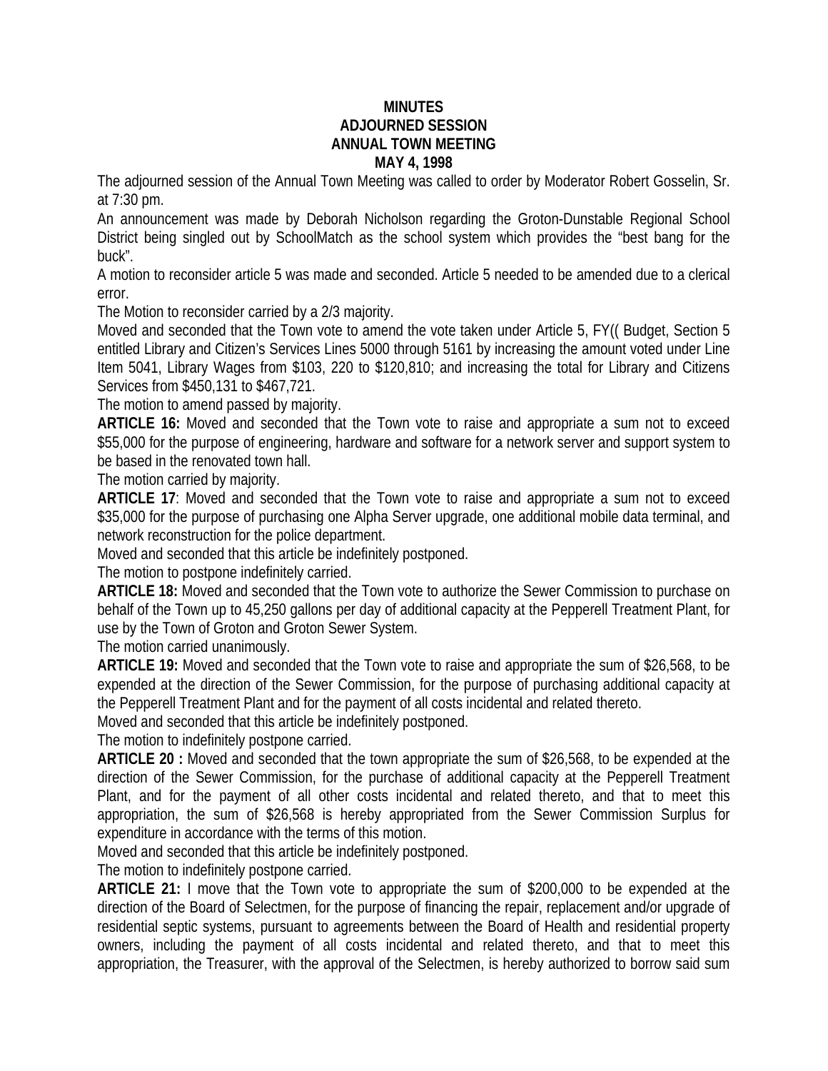**MINUTES**
**ADJOURNED SESSION**
**ANNUAL TOWN MEETING**
**MAY 4, 1998**

The adjourned session of the Annual Town Meeting was called to order by Moderator Robert Gosselin, Sr. at 7:30 pm.

An announcement was made by Deborah Nicholson regarding the Groton-Dunstable Regional School District being singled out by SchoolMatch as the school system which provides the "best bang for the buck".

A motion to reconsider article 5 was made and seconded. Article 5 needed to be amended due to a clerical error.

The Motion to reconsider carried by a 2/3 majority.

Moved and seconded that the Town vote to amend the vote taken under Article 5, FY(( Budget, Section 5 entitled Library and Citizen's Services Lines 5000 through 5161 by increasing the amount voted under Line Item 5041, Library Wages from $103, 220 to $120,810; and increasing the total for Library and Citizens Services from $450,131 to $467,721.

The motion to amend passed by majority.

**ARTICLE 16:** Moved and seconded that the Town vote to raise and appropriate a sum not to exceed $55,000 for the purpose of engineering, hardware and software for a network server and support system to be based in the renovated town hall.

The motion carried by majority.

**ARTICLE 17**: Moved and seconded that the Town vote to raise and appropriate a sum not to exceed $35,000 for the purpose of purchasing one Alpha Server upgrade, one additional mobile data terminal, and network reconstruction for the police department.

Moved and seconded that this article be indefinitely postponed.

The motion to postpone indefinitely carried.

**ARTICLE 18:** Moved and seconded that the Town vote to authorize the Sewer Commission to purchase on behalf of the Town up to 45,250 gallons per day of additional capacity at the Pepperell Treatment Plant, for use by the Town of Groton and Groton Sewer System.

The motion carried unanimously.

**ARTICLE 19:** Moved and seconded that the Town vote to raise and appropriate the sum of $26,568, to be expended at the direction of the Sewer Commission, for the purpose of purchasing additional capacity at the Pepperell Treatment Plant and for the payment of all costs incidental and related thereto.

Moved and seconded that this article be indefinitely postponed.

The motion to indefinitely postpone carried.

**ARTICLE 20 :** Moved and seconded that the town appropriate the sum of $26,568, to be expended at the direction of the Sewer Commission, for the purchase of additional capacity at the Pepperell Treatment Plant, and for the payment of all other costs incidental and related thereto, and that to meet this appropriation, the sum of $26,568 is hereby appropriated from the Sewer Commission Surplus for expenditure in accordance with the terms of this motion.

Moved and seconded that this article be indefinitely postponed.

The motion to indefinitely postpone carried.

**ARTICLE 21:** I move that the Town vote to appropriate the sum of $200,000 to be expended at the direction of the Board of Selectmen, for the purpose of financing the repair, replacement and/or upgrade of residential septic systems, pursuant to agreements between the Board of Health and residential property owners, including the payment of all costs incidental and related thereto, and that to meet this appropriation, the Treasurer, with the approval of the Selectmen, is hereby authorized to borrow said sum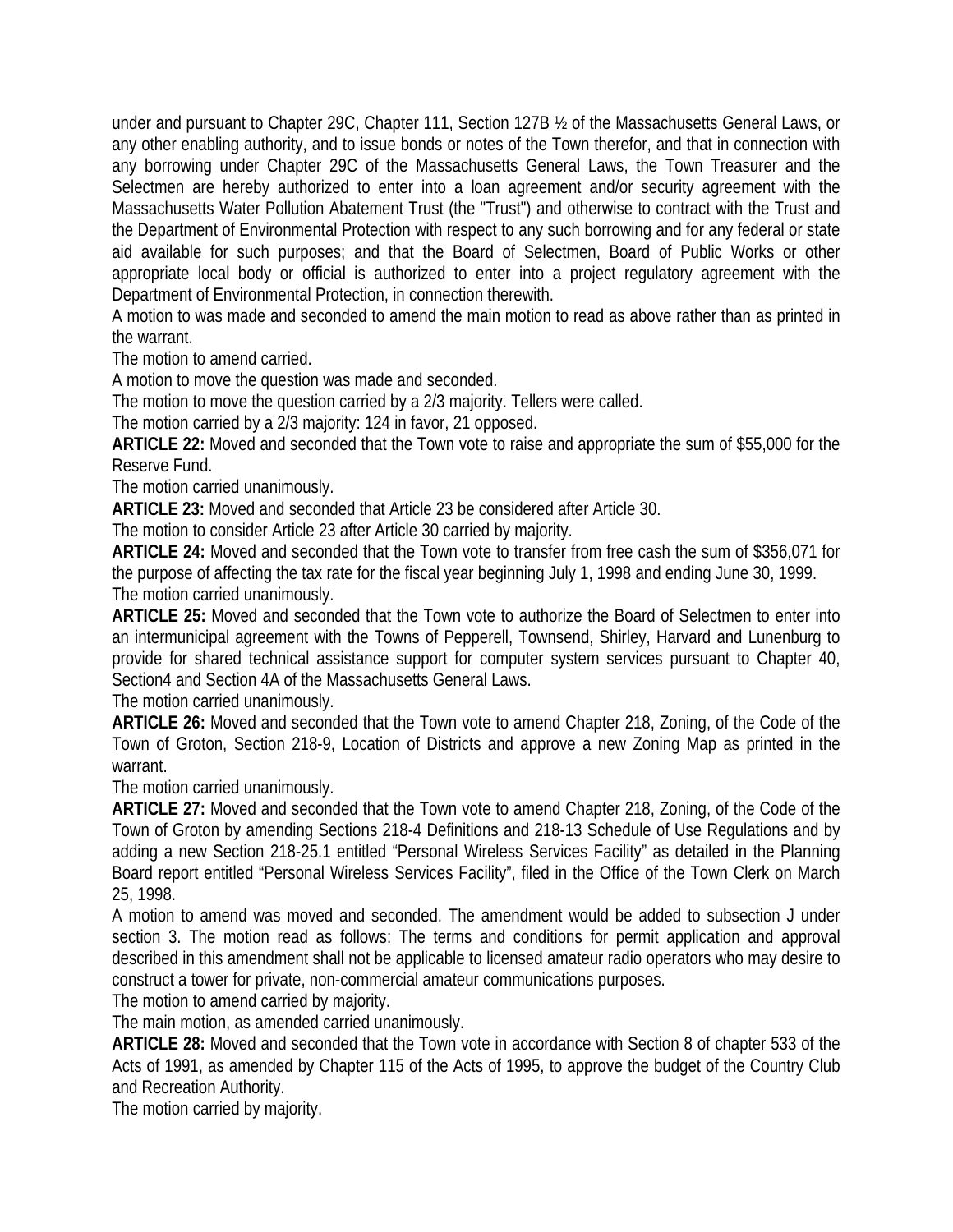under and pursuant to Chapter 29C, Chapter 111, Section 127B ½ of the Massachusetts General Laws, or any other enabling authority, and to issue bonds or notes of the Town therefor, and that in connection with any borrowing under Chapter 29C of the Massachusetts General Laws, the Town Treasurer and the Selectmen are hereby authorized to enter into a loan agreement and/or security agreement with the Massachusetts Water Pollution Abatement Trust (the "Trust") and otherwise to contract with the Trust and the Department of Environmental Protection with respect to any such borrowing and for any federal or state aid available for such purposes; and that the Board of Selectmen, Board of Public Works or other appropriate local body or official is authorized to enter into a project regulatory agreement with the Department of Environmental Protection, in connection therewith.

A motion to was made and seconded to amend the main motion to read as above rather than as printed in the warrant.

The motion to amend carried.

A motion to move the question was made and seconded.

The motion to move the question carried by a 2/3 majority. Tellers were called.

The motion carried by a 2/3 majority: 124 in favor, 21 opposed.

**ARTICLE 22:** Moved and seconded that the Town vote to raise and appropriate the sum of $55,000 for the Reserve Fund.

The motion carried unanimously.

**ARTICLE 23:** Moved and seconded that Article 23 be considered after Article 30.

The motion to consider Article 23 after Article 30 carried by majority.

**ARTICLE 24:** Moved and seconded that the Town vote to transfer from free cash the sum of $356,071 for the purpose of affecting the tax rate for the fiscal year beginning July 1, 1998 and ending June 30, 1999.

The motion carried unanimously.

**ARTICLE 25:** Moved and seconded that the Town vote to authorize the Board of Selectmen to enter into an intermunicipal agreement with the Towns of Pepperell, Townsend, Shirley, Harvard and Lunenburg to provide for shared technical assistance support for computer system services pursuant to Chapter 40, Section4 and Section 4A of the Massachusetts General Laws.

The motion carried unanimously.

**ARTICLE 26:** Moved and seconded that the Town vote to amend Chapter 218, Zoning, of the Code of the Town of Groton, Section 218-9, Location of Districts and approve a new Zoning Map as printed in the warrant.

The motion carried unanimously.

**ARTICLE 27:** Moved and seconded that the Town vote to amend Chapter 218, Zoning, of the Code of the Town of Groton by amending Sections 218-4 Definitions and 218-13 Schedule of Use Regulations and by adding a new Section 218-25.1 entitled "Personal Wireless Services Facility" as detailed in the Planning Board report entitled "Personal Wireless Services Facility", filed in the Office of the Town Clerk on March 25, 1998.

A motion to amend was moved and seconded. The amendment would be added to subsection J under section 3. The motion read as follows: The terms and conditions for permit application and approval described in this amendment shall not be applicable to licensed amateur radio operators who may desire to construct a tower for private, non-commercial amateur communications purposes.

The motion to amend carried by majority.

The main motion, as amended carried unanimously.

**ARTICLE 28:** Moved and seconded that the Town vote in accordance with Section 8 of chapter 533 of the Acts of 1991, as amended by Chapter 115 of the Acts of 1995, to approve the budget of the Country Club and Recreation Authority.

The motion carried by majority.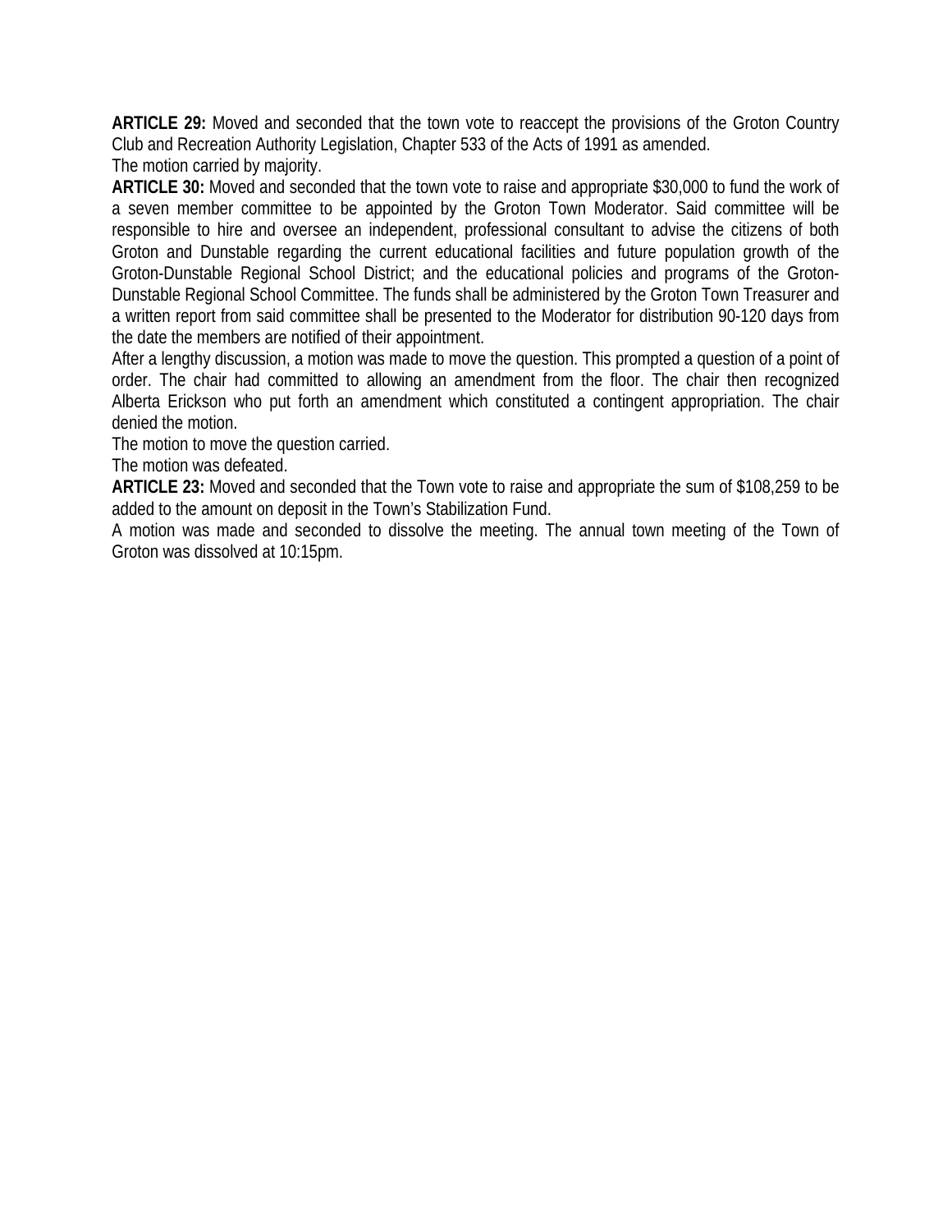**ARTICLE 29:** Moved and seconded that the town vote to reaccept the provisions of the Groton Country Club and Recreation Authority Legislation, Chapter 533 of the Acts of 1991 as amended.

The motion carried by majority.

**ARTICLE 30:** Moved and seconded that the town vote to raise and appropriate $30,000 to fund the work of a seven member committee to be appointed by the Groton Town Moderator. Said committee will be responsible to hire and oversee an independent, professional consultant to advise the citizens of both Groton and Dunstable regarding the current educational facilities and future population growth of the Groton-Dunstable Regional School District; and the educational policies and programs of the Groton-Dunstable Regional School Committee. The funds shall be administered by the Groton Town Treasurer and a written report from said committee shall be presented to the Moderator for distribution 90-120 days from the date the members are notified of their appointment.

After a lengthy discussion, a motion was made to move the question. This prompted a question of a point of order. The chair had committed to allowing an amendment from the floor. The chair then recognized Alberta Erickson who put forth an amendment which constituted a contingent appropriation. The chair denied the motion.

The motion to move the question carried.

The motion was defeated.

**ARTICLE 23:** Moved and seconded that the Town vote to raise and appropriate the sum of $108,259 to be added to the amount on deposit in the Town's Stabilization Fund.

A motion was made and seconded to dissolve the meeting. The annual town meeting of the Town of Groton was dissolved at 10:15pm.